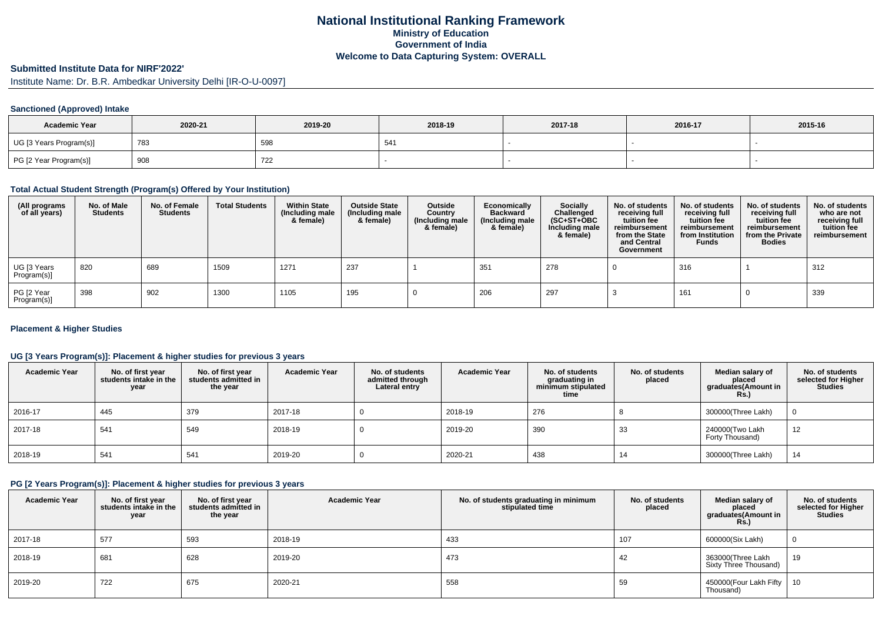# National Institutional Ranking Framework
## Ministry of Education
## Government of India
## Welcome to Data Capturing System: OVERALL

### Submitted Institute Data for NIRF'2022'

Institute Name: Dr. B.R. Ambedkar University Delhi [IR-O-U-0097]

#### Sanctioned (Approved) Intake

| Academic Year | 2020-21 | 2019-20 | 2018-19 | 2017-18 | 2016-17 | 2015-16 |
|---|---|---|---|---|---|---|
| UG [3 Years Program(s)] | 783 | 598 | 541 | - | - | - |
| PG [2 Year Program(s)] | 908 | 722 | - | - | - | - |

#### Total Actual Student Strength (Program(s) Offered by Your Institution)

| (All programs of all years) | No. of Male Students | No. of Female Students | Total Students | Within State (Including male & female) | Outside State (Including male & female) | Outside Country (Including male & female) | Economically Backward (Including male & female) | Socially Challenged (SC+ST+OBC Including male & female) | No. of students receiving full tuition fee reimbursement from the State and Central Government | No. of students receiving full tuition fee reimbursement from Institution Funds | No. of students receiving full tuition fee reimbursement from the Private Bodies | No. of students who are not receiving full tuition fee reimbursement |
|---|---|---|---|---|---|---|---|---|---|---|---|---|
| UG [3 Years Program(s)] | 820 | 689 | 1509 | 1271 | 237 | 1 | 351 | 278 | 0 | 316 | 1 | 312 |
| PG [2 Year Program(s)] | 398 | 902 | 1300 | 1105 | 195 | 0 | 206 | 297 | 3 | 161 | 0 | 339 |

#### Placement & Higher Studies

#### UG [3 Years Program(s)]: Placement & higher studies for previous 3 years

| Academic Year | No. of first year students intake in the year | No. of first year students admitted in the year | Academic Year | No. of students admitted through Lateral entry | Academic Year | No. of students graduating in minimum stipulated time | No. of students placed | Median salary of placed graduates(Amount in Rs.) | No. of students selected for Higher Studies |
|---|---|---|---|---|---|---|---|---|---|
| 2016-17 | 445 | 379 | 2017-18 | 0 | 2018-19 | 276 | 8 | 300000(Three Lakh) | 0 |
| 2017-18 | 541 | 549 | 2018-19 | 0 | 2019-20 | 390 | 33 | 240000(Two Lakh Forty Thousand) | 12 |
| 2018-19 | 541 | 541 | 2019-20 | 0 | 2020-21 | 438 | 14 | 300000(Three Lakh) | 14 |

#### PG [2 Years Program(s)]: Placement & higher studies for previous 3 years

| Academic Year | No. of first year students intake in the year | No. of first year students admitted in the year | Academic Year | No. of students graduating in minimum stipulated time | No. of students placed | Median salary of placed graduates(Amount in Rs.) | No. of students selected for Higher Studies |
|---|---|---|---|---|---|---|---|
| 2017-18 | 577 | 593 | 2018-19 | 433 | 107 | 600000(Six Lakh) | 0 |
| 2018-19 | 681 | 628 | 2019-20 | 473 | 42 | 363000(Three Lakh Sixty Three Thousand) | 19 |
| 2019-20 | 722 | 675 | 2020-21 | 558 | 59 | 450000(Four Lakh Fifty Thousand) | 10 |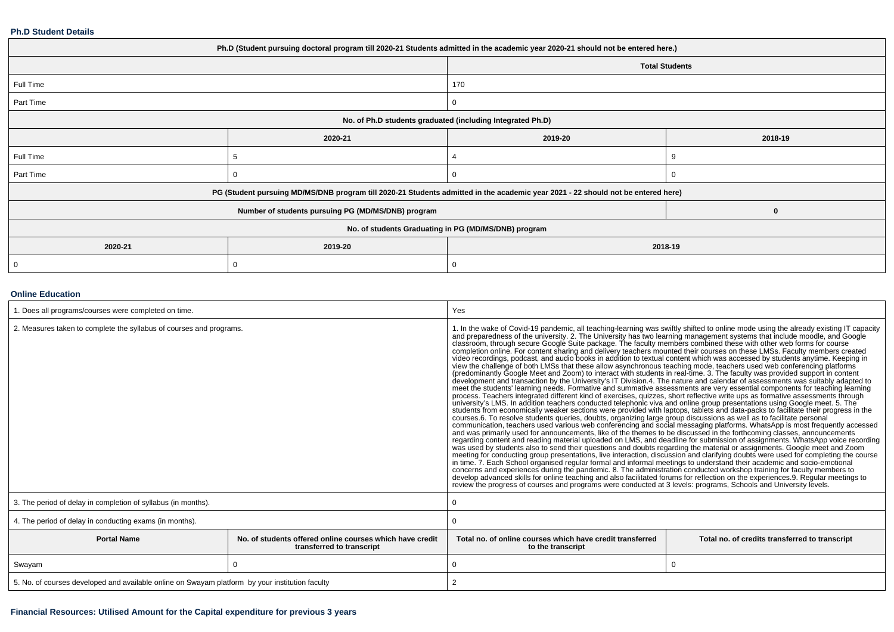### Ph.D Student Details

| Ph.D (Student pursuing doctoral program till 2020-21 Students admitted in the academic year 2020-21 should not be entered here.) | | | |
|---|---|---|---|
| | | **Total Students** | |
| Full Time | | 170 | |
| Part Time | | 0 | |
| **No. of Ph.D students graduated (including Integrated Ph.D)** | | | |
| | **2020-21** | **2019-20** | **2018-19** |
| Full Time | 5 | 4 | 9 |
| Part Time | 0 | 0 | 0 |
| **PG (Student pursuing MD/MS/DNB program till 2020-21 Students admitted in the academic year 2021 - 22 should not be entered here)** | | | |
| **Number of students pursuing PG (MD/MS/DNB) program** | | | **0** |
| **No. of students Graduating in PG (MD/MS/DNB) program** | | | |
| **2020-21** | **2019-20** | **2018-19** | |
| 0 | 0 | 0 | |

### Online Education

| 1. Does all programs/courses were completed on time. | | Yes | |
|---|---|---|---|
| 2. Measures taken to complete the syllabus of courses and programs. | | 1. In the wake of Covid-19 pandemic, all teaching-learning was swiftly shifted to online mode using the already existing IT capacity and preparedness of the university. 2. The University has two learning management systems that include moodle, and Google classroom, through secure Google Suite package. The faculty members combined these with other web forms for course completion online. For content sharing and delivery teachers mounted their courses on these LMSs. Faculty members created video recordings, podcast, and audio books in addition to textual content which was accessed by students anytime. Keeping in view the challenge of both LMSs that these allow asynchronous teaching mode, teachers used web conferencing platforms (predominantly Google Meet and Zoom) to interact with students in real-time. 3. The faculty was provided support in content development and transaction by the University's IT Division.4. The nature and calendar of assessments was suitably adapted to meet the students' learning needs. Formative and summative assessments are very essential components for teaching learning process. Teachers integrated different kind of exercises, quizzes, short reflective write ups as formative assessments through university's LMS. In addition teachers conducted telephonic viva and online group presentations using Google meet. 5. The students from economically weaker sections were provided with laptops, tablets and data-packs to facilitate their progress in the courses.6. To resolve students queries, doubts, organizing large group discussions as well as to facilitate personal communication, teachers used various web conferencing and social messaging platforms. WhatsApp is most frequently accessed and was primarily used for announcements, like of the themes to be discussed in the forthcoming classes, announcements regarding content and reading material uploaded on LMS, and deadline for submission of assignments. WhatsApp voice recording was used by students also to send their questions and doubts regarding the material or assignments. Google meet and Zoom meeting for conducting group presentations, live interaction, discussion and clarifying doubts were used for completing the course in time. 7. Each School organised regular formal and informal meetings to understand their academic and socio-emotional concerns and experiences during the pandemic. 8. The administration conducted workshop training for faculty members to develop advanced skills for online teaching and also facilitated forums for reflection on the experiences.9. Regular meetings to review the progress of courses and programs were conducted at 3 levels: programs, Schools and University levels. | |
| 3. The period of delay in completion of syllabus (in months). | | 0 | |
| 4. The period of delay in conducting exams (in months). | | 0 | |
| **Portal Name** | **No. of students offered online courses which have credit transferred to transcript** | **Total no. of online courses which have credit transferred to the transcript** | **Total no. of credits transferred to transcript** |
| Swayam | 0 | 0 | 0 |
| 5. No. of courses developed and available online on Swayam platform by your institution faculty | | 2 | |

### Financial Resources: Utilised Amount for the Capital expenditure for previous 3 years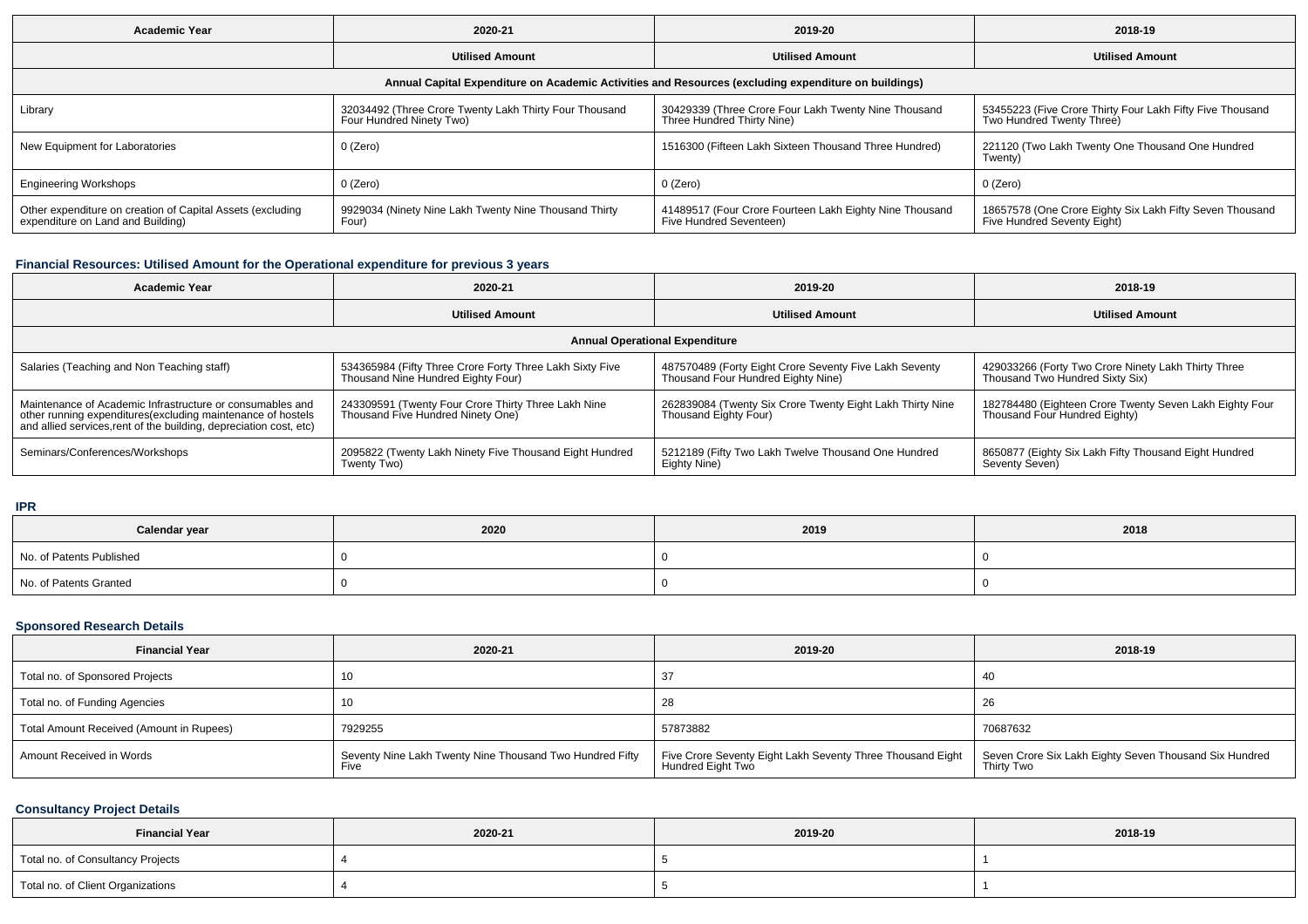| Academic Year | 2020-21 | 2019-20 | 2018-19 |
|---|---|---|---|
| | Utilised Amount | Utilised Amount | Utilised Amount |
| Annual Capital Expenditure on Academic Activities and Resources (excluding expenditure on buildings) | | | |
| Library | 32034492 (Three Crore Twenty Lakh Thirty Four Thousand Four Hundred Ninety Two) | 30429339 (Three Crore Four Lakh Twenty Nine Thousand Three Hundred Thirty Nine) | 53455223 (Five Crore Thirty Four Lakh Fifty Five Thousand Two Hundred Twenty Three) |
| New Equipment for Laboratories | 0 (Zero) | 1516300 (Fifteen Lakh Sixteen Thousand Three Hundred) | 221120 (Two Lakh Twenty One Thousand One Hundred Twenty) |
| Engineering Workshops | 0 (Zero) | 0 (Zero) | 0 (Zero) |
| Other expenditure on creation of Capital Assets (excluding expenditure on Land and Building) | 9929034 (Ninety Nine Lakh Twenty Nine Thousand Thirty Four) | 41489517 (Four Crore Fourteen Lakh Eighty Nine Thousand Five Hundred Seventeen) | 18657578 (One Crore Eighty Six Lakh Fifty Seven Thousand Five Hundred Seventy Eight) |

### Financial Resources: Utilised Amount for the Operational expenditure for previous 3 years

| Academic Year | 2020-21 | 2019-20 | 2018-19 |
|---|---|---|---|
| | Utilised Amount | Utilised Amount | Utilised Amount |
| Annual Operational Expenditure | | | |
| Salaries (Teaching and Non Teaching staff) | 534365984 (Fifty Three Crore Forty Three Lakh Sixty Five Thousand Nine Hundred Eighty Four) | 487570489 (Forty Eight Crore Seventy Five Lakh Seventy Thousand Four Hundred Eighty Nine) | 429033266 (Forty Two Crore Ninety Lakh Thirty Three Thousand Two Hundred Sixty Six) |
| Maintenance of Academic Infrastructure or consumables and other running expenditures(excluding maintenance of hostels and allied services,rent of the building, depreciation cost, etc) | 243309591 (Twenty Four Crore Thirty Three Lakh Nine Thousand Five Hundred Ninety One) | 262839084 (Twenty Six Crore Twenty Eight Lakh Thirty Nine Thousand Eighty Four) | 182784480 (Eighteen Crore Twenty Seven Lakh Eighty Four Thousand Four Hundred Eighty) |
| Seminars/Conferences/Workshops | 2095822 (Twenty Lakh Ninety Five Thousand Eight Hundred Twenty Two) | 5212189 (Fifty Two Lakh Twelve Thousand One Hundred Eighty Nine) | 8650877 (Eighty Six Lakh Fifty Thousand Eight Hundred Seventy Seven) |

### IPR

| Calendar year | 2020 | 2019 | 2018 |
|---|---|---|---|
| No. of Patents Published | 0 | 0 | 0 |
| No. of Patents Granted | 0 | 0 | 0 |

### Sponsored Research Details

| Financial Year | 2020-21 | 2019-20 | 2018-19 |
|---|---|---|---|
| Total no. of Sponsored Projects | 10 | 37 | 40 |
| Total no. of Funding Agencies | 10 | 28 | 26 |
| Total Amount Received (Amount in Rupees) | 7929255 | 57873882 | 70687632 |
| Amount Received in Words | Seventy Nine Lakh Twenty Nine Thousand Two Hundred Fifty Five | Five Crore Seventy Eight Lakh Seventy Three Thousand Eight Hundred Eight Two | Seven Crore Six Lakh Eighty Seven Thousand Six Hundred Thirty Two |

### Consultancy Project Details

| Financial Year | 2020-21 | 2019-20 | 2018-19 |
|---|---|---|---|
| Total no. of Consultancy Projects | 4 | 5 | 1 |
| Total no. of Client Organizations | 4 | 5 | 1 |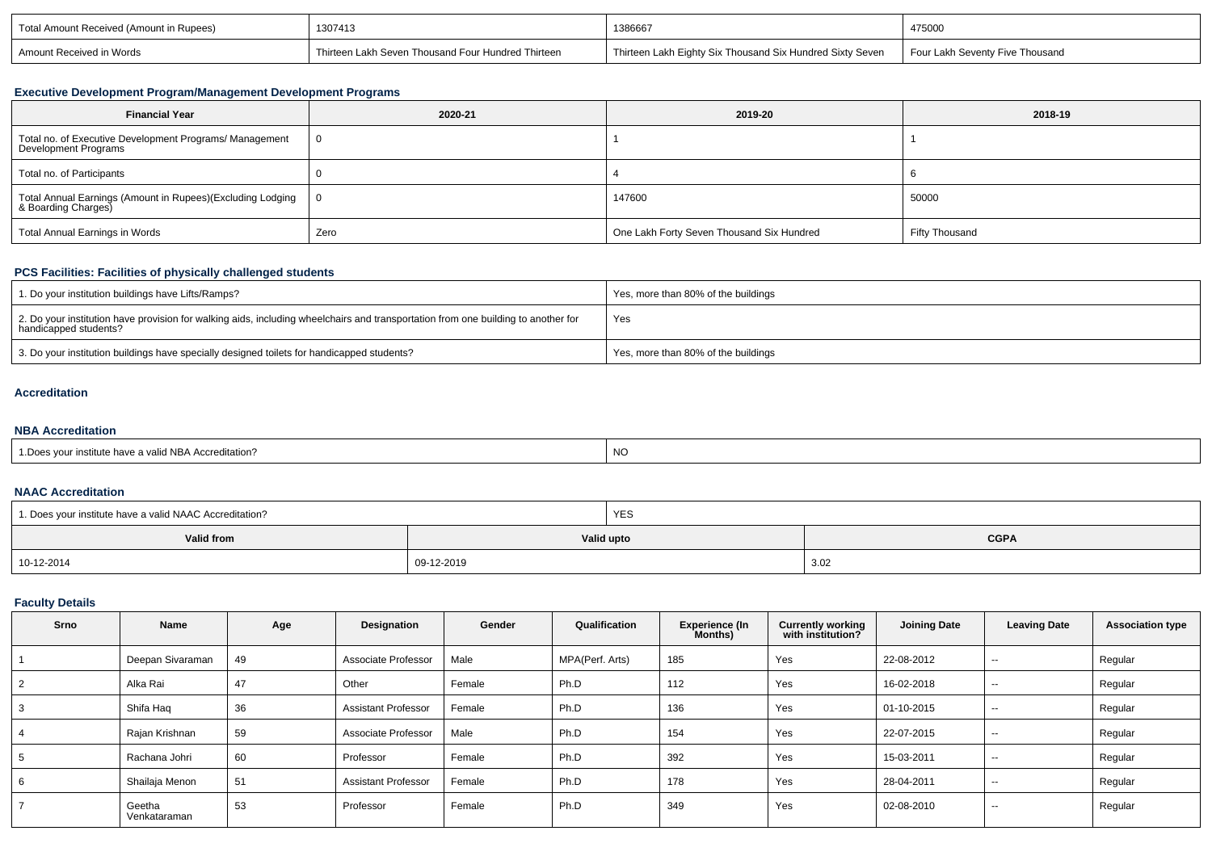| Total Amount Received (Amount in Rupees) | 1307413 | 1386667 | 475000 |
|---|---|---|---|
| Amount Received in Words | Thirteen Lakh Seven Thousand Four Hundred Thirteen | Thirteen Lakh Eighty Six Thousand Six Hundred Sixty Seven | Four Lakh Seventy Five Thousand |

### Executive Development Program/Management Development Programs

| Financial Year | 2020-21 | 2019-20 | 2018-19 |
|---|---|---|---|
| Total no. of Executive Development Programs/ Management Development Programs | 0 | 1 | 1 |
| Total no. of Participants | 0 | 4 | 6 |
| Total Annual Earnings (Amount in Rupees)(Excluding Lodging & Boarding Charges) | 0 | 147600 | 50000 |
| Total Annual Earnings in Words | Zero | One Lakh Forty Seven Thousand Six Hundred | Fifty Thousand |

### PCS Facilities: Facilities of physically challenged students

| | |
|---|---|
| 1. Do your institution buildings have Lifts/Ramps? | Yes, more than 80% of the buildings |
| 2. Do your institution have provision for walking aids, including wheelchairs and transportation from one building to another for handicapped students? | Yes |
| 3. Do your institution buildings have specially designed toilets for handicapped students? | Yes, more than 80% of the buildings |

### Accreditation

### NBA Accreditation

| | |
|---|---|
| 1.Does your institute have a valid NBA Accreditation? | NO |

### NAAC Accreditation

| 1. Does your institute have a valid NAAC Accreditation? | YES | |
|---|---|---|
| **Valid from** | **Valid upto** | **CGPA** |
| 10-12-2014 | 09-12-2019 | 3.02 |

### Faculty Details

| Srno | Name | Age | Designation | Gender | Qualification | Experience (In Months) | Currently working with institution? | Joining Date | Leaving Date | Association type |
|---|---|---|---|---|---|---|---|---|---|---|
| 1 | Deepan Sivaraman | 49 | Associate Professor | Male | MPA(Perf. Arts) | 185 | Yes | 22-08-2012 | -- | Regular |
| 2 | Alka Rai | 47 | Other | Female | Ph.D | 112 | Yes | 16-02-2018 | -- | Regular |
| 3 | Shifa Haq | 36 | Assistant Professor | Female | Ph.D | 136 | Yes | 01-10-2015 | -- | Regular |
| 4 | Rajan Krishnan | 59 | Associate Professor | Male | Ph.D | 154 | Yes | 22-07-2015 | -- | Regular |
| 5 | Rachana Johri | 60 | Professor | Female | Ph.D | 392 | Yes | 15-03-2011 | -- | Regular |
| 6 | Shailaja Menon | 51 | Assistant Professor | Female | Ph.D | 178 | Yes | 28-04-2011 | -- | Regular |
| 7 | Geetha Venkataraman | 53 | Professor | Female | Ph.D | 349 | Yes | 02-08-2010 | -- | Regular |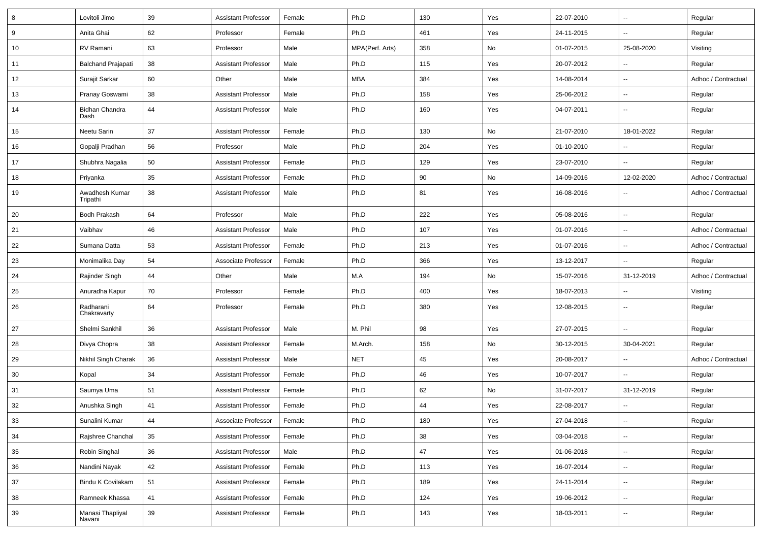| 8 | Lovitoli Jimo | 39 | Assistant Professor | Female | Ph.D | 130 | Yes | 22-07-2010 | -- | Regular |
|---|---|---|---|---|---|---|---|---|---|---|
| 9 | Anita Ghai | 62 | Professor | Female | Ph.D | 461 | Yes | 24-11-2015 | -- | Regular |
| 10 | RV Ramani | 63 | Professor | Male | MPA(Perf. Arts) | 358 | No | 01-07-2015 | 25-08-2020 | Visiting |
| 11 | Balchand Prajapati | 38 | Assistant Professor | Male | Ph.D | 115 | Yes | 20-07-2012 | -- | Regular |
| 12 | Surajit Sarkar | 60 | Other | Male | MBA | 384 | Yes | 14-08-2014 | -- | Adhoc / Contractual |
| 13 | Pranay Goswami | 38 | Assistant Professor | Male | Ph.D | 158 | Yes | 25-06-2012 | -- | Regular |
| 14 | Bidhan Chandra Dash | 44 | Assistant Professor | Male | Ph.D | 160 | Yes | 04-07-2011 | -- | Regular |
| 15 | Neetu Sarin | 37 | Assistant Professor | Female | Ph.D | 130 | No | 21-07-2010 | 18-01-2022 | Regular |
| 16 | Gopalji Pradhan | 56 | Professor | Male | Ph.D | 204 | Yes | 01-10-2010 | -- | Regular |
| 17 | Shubhra Nagalia | 50 | Assistant Professor | Female | Ph.D | 129 | Yes | 23-07-2010 | -- | Regular |
| 18 | Priyanka | 35 | Assistant Professor | Female | Ph.D | 90 | No | 14-09-2016 | 12-02-2020 | Adhoc / Contractual |
| 19 | Awadhesh Kumar Tripathi | 38 | Assistant Professor | Male | Ph.D | 81 | Yes | 16-08-2016 | -- | Adhoc / Contractual |
| 20 | Bodh Prakash | 64 | Professor | Male | Ph.D | 222 | Yes | 05-08-2016 | -- | Regular |
| 21 | Vaibhav | 46 | Assistant Professor | Male | Ph.D | 107 | Yes | 01-07-2016 | -- | Adhoc / Contractual |
| 22 | Sumana Datta | 53 | Assistant Professor | Female | Ph.D | 213 | Yes | 01-07-2016 | -- | Adhoc / Contractual |
| 23 | Monimalika Day | 54 | Associate Professor | Female | Ph.D | 366 | Yes | 13-12-2017 | -- | Regular |
| 24 | Rajinder Singh | 44 | Other | Male | M.A | 194 | No | 15-07-2016 | 31-12-2019 | Adhoc / Contractual |
| 25 | Anuradha Kapur | 70 | Professor | Female | Ph.D | 400 | Yes | 18-07-2013 | -- | Visiting |
| 26 | Radharani Chakravarty | 64 | Professor | Female | Ph.D | 380 | Yes | 12-08-2015 | -- | Regular |
| 27 | Shelmi Sankhil | 36 | Assistant Professor | Male | M. Phil | 98 | Yes | 27-07-2015 | -- | Regular |
| 28 | Divya Chopra | 38 | Assistant Professor | Female | M.Arch. | 158 | No | 30-12-2015 | 30-04-2021 | Regular |
| 29 | Nikhil Singh Charak | 36 | Assistant Professor | Male | NET | 45 | Yes | 20-08-2017 | -- | Adhoc / Contractual |
| 30 | Kopal | 34 | Assistant Professor | Female | Ph.D | 46 | Yes | 10-07-2017 | -- | Regular |
| 31 | Saumya Uma | 51 | Assistant Professor | Female | Ph.D | 62 | No | 31-07-2017 | 31-12-2019 | Regular |
| 32 | Anushka Singh | 41 | Assistant Professor | Female | Ph.D | 44 | Yes | 22-08-2017 | -- | Regular |
| 33 | Sunalini Kumar | 44 | Associate Professor | Female | Ph.D | 180 | Yes | 27-04-2018 | -- | Regular |
| 34 | Rajshree Chanchal | 35 | Assistant Professor | Female | Ph.D | 38 | Yes | 03-04-2018 | -- | Regular |
| 35 | Robin Singhal | 36 | Assistant Professor | Male | Ph.D | 47 | Yes | 01-06-2018 | -- | Regular |
| 36 | Nandini Nayak | 42 | Assistant Professor | Female | Ph.D | 113 | Yes | 16-07-2014 | -- | Regular |
| 37 | Bindu K Covilakam | 51 | Assistant Professor | Female | Ph.D | 189 | Yes | 24-11-2014 | -- | Regular |
| 38 | Ramneek Khassa | 41 | Assistant Professor | Female | Ph.D | 124 | Yes | 19-06-2012 | -- | Regular |
| 39 | Manasi Thapliyal Navani | 39 | Assistant Professor | Female | Ph.D | 143 | Yes | 18-03-2011 | -- | Regular |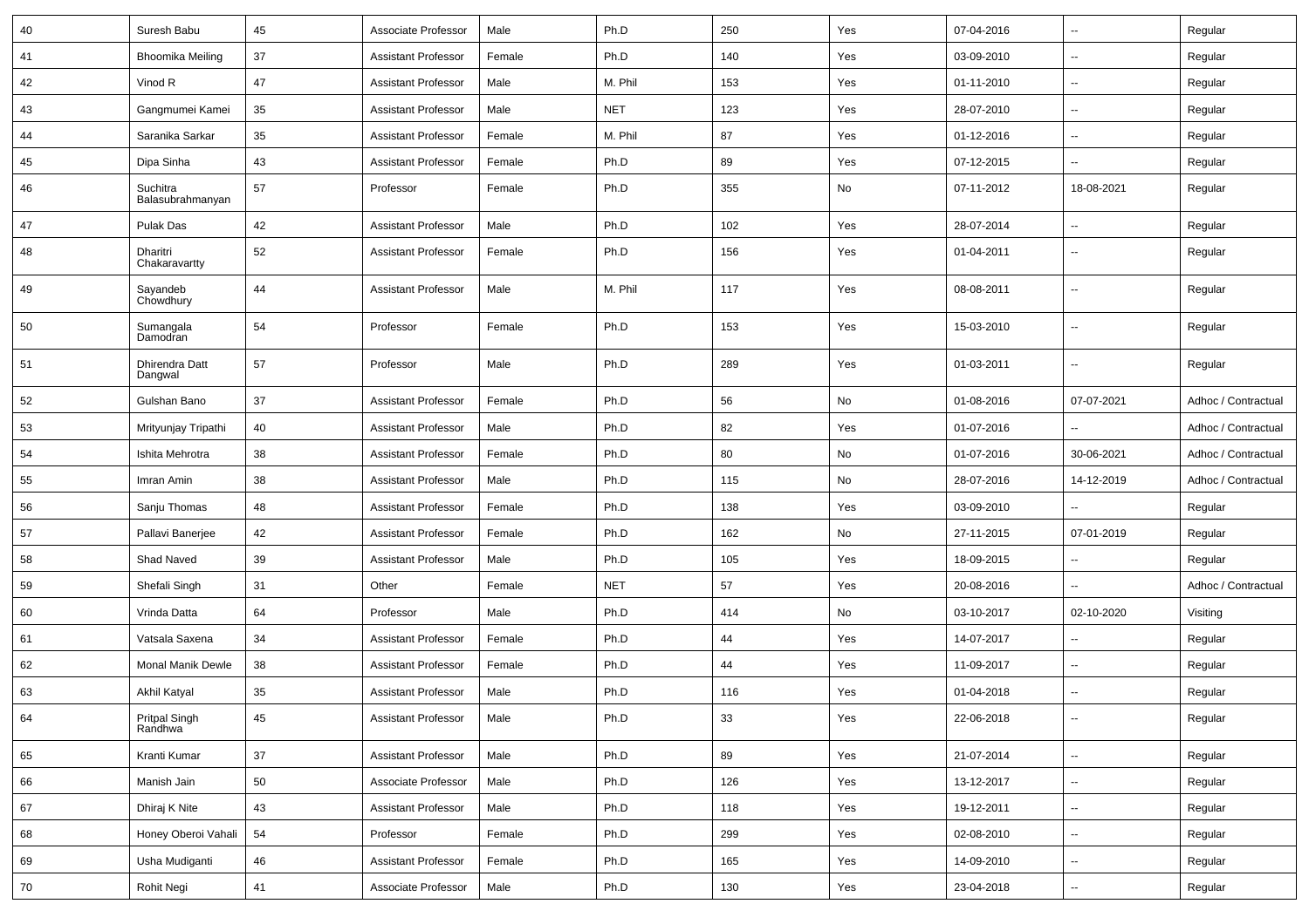| 40 | Suresh Babu | 45 | Associate Professor | Male | Ph.D | 250 | Yes | 07-04-2016 | -- | Regular |
|---|---|---|---|---|---|---|---|---|---|---|
| 41 | Bhoomika Meiling | 37 | Assistant Professor | Female | Ph.D | 140 | Yes | 03-09-2010 | -- | Regular |
| 42 | Vinod R | 47 | Assistant Professor | Male | M. Phil | 153 | Yes | 01-11-2010 | -- | Regular |
| 43 | Gangmumei Kamei | 35 | Assistant Professor | Male | NET | 123 | Yes | 28-07-2010 | -- | Regular |
| 44 | Saranika Sarkar | 35 | Assistant Professor | Female | M. Phil | 87 | Yes | 01-12-2016 | -- | Regular |
| 45 | Dipa Sinha | 43 | Assistant Professor | Female | Ph.D | 89 | Yes | 07-12-2015 | -- | Regular |
| 46 | Suchitra Balasubrahmanyan | 57 | Professor | Female | Ph.D | 355 | No | 07-11-2012 | 18-08-2021 | Regular |
| 47 | Pulak Das | 42 | Assistant Professor | Male | Ph.D | 102 | Yes | 28-07-2014 | -- | Regular |
| 48 | Dharitri Chakaravartty | 52 | Assistant Professor | Female | Ph.D | 156 | Yes | 01-04-2011 | -- | Regular |
| 49 | Sayandeb Chowdhury | 44 | Assistant Professor | Male | M. Phil | 117 | Yes | 08-08-2011 | -- | Regular |
| 50 | Sumangala Damodran | 54 | Professor | Female | Ph.D | 153 | Yes | 15-03-2010 | -- | Regular |
| 51 | Dhirendra Datt Dangwal | 57 | Professor | Male | Ph.D | 289 | Yes | 01-03-2011 | -- | Regular |
| 52 | Gulshan Bano | 37 | Assistant Professor | Female | Ph.D | 56 | No | 01-08-2016 | 07-07-2021 | Adhoc / Contractual |
| 53 | Mrityunjay Tripathi | 40 | Assistant Professor | Male | Ph.D | 82 | Yes | 01-07-2016 | -- | Adhoc / Contractual |
| 54 | Ishita Mehrotra | 38 | Assistant Professor | Female | Ph.D | 80 | No | 01-07-2016 | 30-06-2021 | Adhoc / Contractual |
| 55 | Imran Amin | 38 | Assistant Professor | Male | Ph.D | 115 | No | 28-07-2016 | 14-12-2019 | Adhoc / Contractual |
| 56 | Sanju Thomas | 48 | Assistant Professor | Female | Ph.D | 138 | Yes | 03-09-2010 | -- | Regular |
| 57 | Pallavi Banerjee | 42 | Assistant Professor | Female | Ph.D | 162 | No | 27-11-2015 | 07-01-2019 | Regular |
| 58 | Shad Naved | 39 | Assistant Professor | Male | Ph.D | 105 | Yes | 18-09-2015 | -- | Regular |
| 59 | Shefali Singh | 31 | Other | Female | NET | 57 | Yes | 20-08-2016 | -- | Adhoc / Contractual |
| 60 | Vrinda Datta | 64 | Professor | Male | Ph.D | 414 | No | 03-10-2017 | 02-10-2020 | Visiting |
| 61 | Vatsala Saxena | 34 | Assistant Professor | Female | Ph.D | 44 | Yes | 14-07-2017 | -- | Regular |
| 62 | Monal Manik Dewle | 38 | Assistant Professor | Female | Ph.D | 44 | Yes | 11-09-2017 | -- | Regular |
| 63 | Akhil Katyal | 35 | Assistant Professor | Male | Ph.D | 116 | Yes | 01-04-2018 | -- | Regular |
| 64 | Pritpal Singh Randhwa | 45 | Assistant Professor | Male | Ph.D | 33 | Yes | 22-06-2018 | -- | Regular |
| 65 | Kranti Kumar | 37 | Assistant Professor | Male | Ph.D | 89 | Yes | 21-07-2014 | -- | Regular |
| 66 | Manish Jain | 50 | Associate Professor | Male | Ph.D | 126 | Yes | 13-12-2017 | -- | Regular |
| 67 | Dhiraj K Nite | 43 | Assistant Professor | Male | Ph.D | 118 | Yes | 19-12-2011 | -- | Regular |
| 68 | Honey Oberoi Vahali | 54 | Professor | Female | Ph.D | 299 | Yes | 02-08-2010 | -- | Regular |
| 69 | Usha Mudiganti | 46 | Assistant Professor | Female | Ph.D | 165 | Yes | 14-09-2010 | -- | Regular |
| 70 | Rohit Negi | 41 | Associate Professor | Male | Ph.D | 130 | Yes | 23-04-2018 | -- | Regular |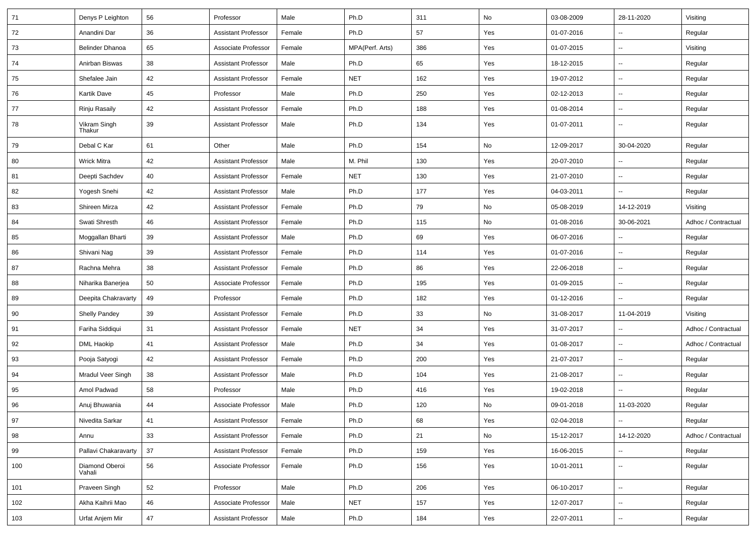| 71 | Denys P Leighton | 56 | Professor | Male | Ph.D | 311 | No | 03-08-2009 | 28-11-2020 | Visiting |
|---|---|---|---|---|---|---|---|---|---|---|
| 72 | Anandini Dar | 36 | Assistant Professor | Female | Ph.D | 57 | Yes | 01-07-2016 | -- | Regular |
| 73 | Belinder Dhanoa | 65 | Associate Professor | Female | MPA(Perf. Arts) | 386 | Yes | 01-07-2015 | -- | Visiting |
| 74 | Anirban Biswas | 38 | Assistant Professor | Male | Ph.D | 65 | Yes | 18-12-2015 | -- | Regular |
| 75 | Shefalee Jain | 42 | Assistant Professor | Female | NET | 162 | Yes | 19-07-2012 | -- | Regular |
| 76 | Kartik Dave | 45 | Professor | Male | Ph.D | 250 | Yes | 02-12-2013 | -- | Regular |
| 77 | Rinju Rasaily | 42 | Assistant Professor | Female | Ph.D | 188 | Yes | 01-08-2014 | -- | Regular |
| 78 | Vikram Singh Thakur | 39 | Assistant Professor | Male | Ph.D | 134 | Yes | 01-07-2011 | -- | Regular |
| 79 | Debal C Kar | 61 | Other | Male | Ph.D | 154 | No | 12-09-2017 | 30-04-2020 | Regular |
| 80 | Wrick Mitra | 42 | Assistant Professor | Male | M. Phil | 130 | Yes | 20-07-2010 | -- | Regular |
| 81 | Deepti Sachdev | 40 | Assistant Professor | Female | NET | 130 | Yes | 21-07-2010 | -- | Regular |
| 82 | Yogesh Snehi | 42 | Assistant Professor | Male | Ph.D | 177 | Yes | 04-03-2011 | -- | Regular |
| 83 | Shireen Mirza | 42 | Assistant Professor | Female | Ph.D | 79 | No | 05-08-2019 | 14-12-2019 | Visiting |
| 84 | Swati Shresth | 46 | Assistant Professor | Female | Ph.D | 115 | No | 01-08-2016 | 30-06-2021 | Adhoc / Contractual |
| 85 | Moggallan Bharti | 39 | Assistant Professor | Male | Ph.D | 69 | Yes | 06-07-2016 | -- | Regular |
| 86 | Shivani Nag | 39 | Assistant Professor | Female | Ph.D | 114 | Yes | 01-07-2016 | -- | Regular |
| 87 | Rachna Mehra | 38 | Assistant Professor | Female | Ph.D | 86 | Yes | 22-06-2018 | -- | Regular |
| 88 | Niharika Banerjea | 50 | Associate Professor | Female | Ph.D | 195 | Yes | 01-09-2015 | -- | Regular |
| 89 | Deepita Chakravarty | 49 | Professor | Female | Ph.D | 182 | Yes | 01-12-2016 | -- | Regular |
| 90 | Shelly Pandey | 39 | Assistant Professor | Female | Ph.D | 33 | No | 31-08-2017 | 11-04-2019 | Visiting |
| 91 | Fariha Siddiqui | 31 | Assistant Professor | Female | NET | 34 | Yes | 31-07-2017 | -- | Adhoc / Contractual |
| 92 | DML Haokip | 41 | Assistant Professor | Male | Ph.D | 34 | Yes | 01-08-2017 | -- | Adhoc / Contractual |
| 93 | Pooja Satyogi | 42 | Assistant Professor | Female | Ph.D | 200 | Yes | 21-07-2017 | -- | Regular |
| 94 | Mradul Veer Singh | 38 | Assistant Professor | Male | Ph.D | 104 | Yes | 21-08-2017 | -- | Regular |
| 95 | Amol Padwad | 58 | Professor | Male | Ph.D | 416 | Yes | 19-02-2018 | -- | Regular |
| 96 | Anuj Bhuwania | 44 | Associate Professor | Male | Ph.D | 120 | No | 09-01-2018 | 11-03-2020 | Regular |
| 97 | Nivedita Sarkar | 41 | Assistant Professor | Female | Ph.D | 68 | Yes | 02-04-2018 | -- | Regular |
| 98 | Annu | 33 | Assistant Professor | Female | Ph.D | 21 | No | 15-12-2017 | 14-12-2020 | Adhoc / Contractual |
| 99 | Pallavi Chakaravarty | 37 | Assistant Professor | Female | Ph.D | 159 | Yes | 16-06-2015 | -- | Regular |
| 100 | Diamond Oberoi Vahali | 56 | Associate Professor | Female | Ph.D | 156 | Yes | 10-01-2011 | -- | Regular |
| 101 | Praveen Singh | 52 | Professor | Male | Ph.D | 206 | Yes | 06-10-2017 | -- | Regular |
| 102 | Akha Kaihrii Mao | 46 | Associate Professor | Male | NET | 157 | Yes | 12-07-2017 | -- | Regular |
| 103 | Urfat Anjem Mir | 47 | Assistant Professor | Male | Ph.D | 184 | Yes | 22-07-2011 | -- | Regular |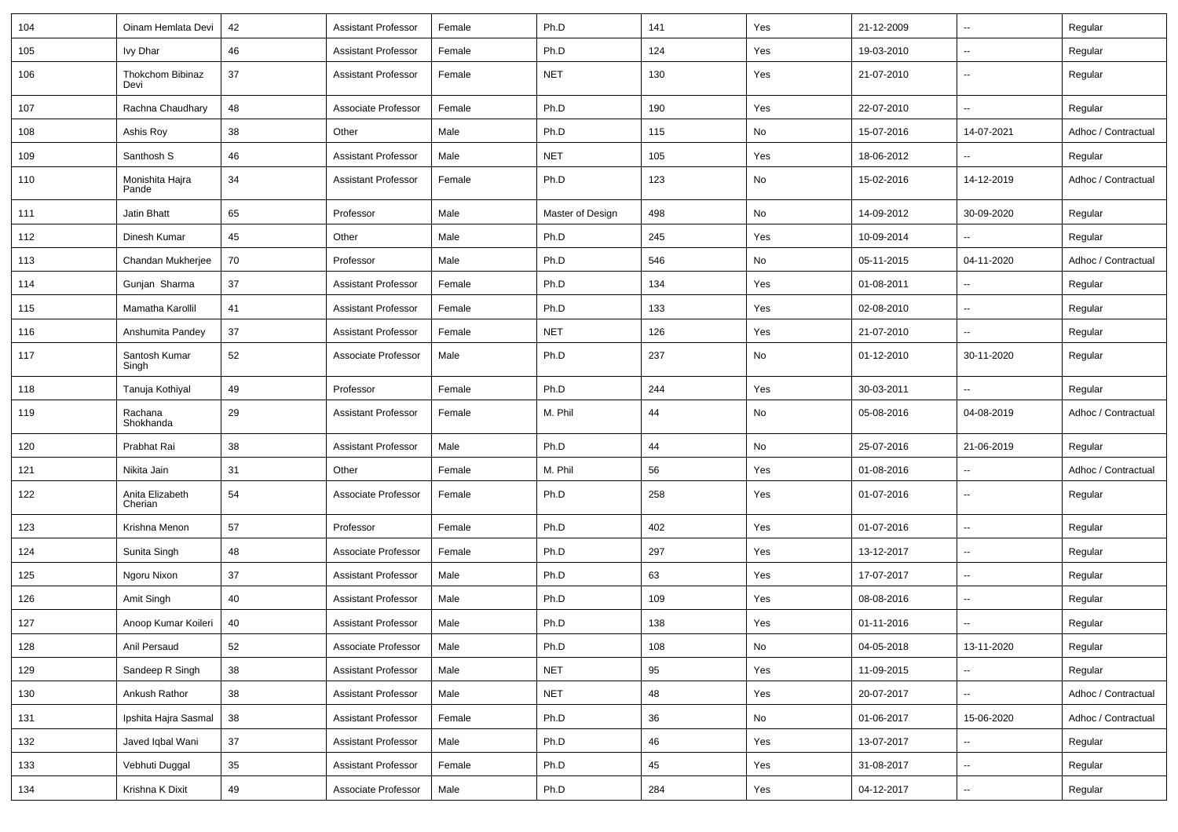| 104 | Oinam Hemlata Devi | 42 | Assistant Professor | Female | Ph.D | 141 | Yes | 21-12-2009 | -- | Regular |
|---|---|---|---|---|---|---|---|---|---|---|
| 105 | Ivy Dhar | 46 | Assistant Professor | Female | Ph.D | 124 | Yes | 19-03-2010 | -- | Regular |
| 106 | Thokchom Bibinaz Devi | 37 | Assistant Professor | Female | NET | 130 | Yes | 21-07-2010 | -- | Regular |
| 107 | Rachna Chaudhary | 48 | Associate Professor | Female | Ph.D | 190 | Yes | 22-07-2010 | -- | Regular |
| 108 | Ashis Roy | 38 | Other | Male | Ph.D | 115 | No | 15-07-2016 | 14-07-2021 | Adhoc / Contractual |
| 109 | Santhosh S | 46 | Assistant Professor | Male | NET | 105 | Yes | 18-06-2012 | -- | Regular |
| 110 | Monishita Hajra Pande | 34 | Assistant Professor | Female | Ph.D | 123 | No | 15-02-2016 | 14-12-2019 | Adhoc / Contractual |
| 111 | Jatin Bhatt | 65 | Professor | Male | Master of Design | 498 | No | 14-09-2012 | 30-09-2020 | Regular |
| 112 | Dinesh Kumar | 45 | Other | Male | Ph.D | 245 | Yes | 10-09-2014 | -- | Regular |
| 113 | Chandan Mukherjee | 70 | Professor | Male | Ph.D | 546 | No | 05-11-2015 | 04-11-2020 | Adhoc / Contractual |
| 114 | Gunjan Sharma | 37 | Assistant Professor | Female | Ph.D | 134 | Yes | 01-08-2011 | -- | Regular |
| 115 | Mamatha Karollil | 41 | Assistant Professor | Female | Ph.D | 133 | Yes | 02-08-2010 | -- | Regular |
| 116 | Anshumita Pandey | 37 | Assistant Professor | Female | NET | 126 | Yes | 21-07-2010 | -- | Regular |
| 117 | Santosh Kumar Singh | 52 | Associate Professor | Male | Ph.D | 237 | No | 01-12-2010 | 30-11-2020 | Regular |
| 118 | Tanuja Kothiyal | 49 | Professor | Female | Ph.D | 244 | Yes | 30-03-2011 | -- | Regular |
| 119 | Rachana Shokhanda | 29 | Assistant Professor | Female | M. Phil | 44 | No | 05-08-2016 | 04-08-2019 | Adhoc / Contractual |
| 120 | Prabhat Rai | 38 | Assistant Professor | Male | Ph.D | 44 | No | 25-07-2016 | 21-06-2019 | Regular |
| 121 | Nikita Jain | 31 | Other | Female | M. Phil | 56 | Yes | 01-08-2016 | -- | Adhoc / Contractual |
| 122 | Anita Elizabeth Cherian | 54 | Associate Professor | Female | Ph.D | 258 | Yes | 01-07-2016 | -- | Regular |
| 123 | Krishna Menon | 57 | Professor | Female | Ph.D | 402 | Yes | 01-07-2016 | -- | Regular |
| 124 | Sunita Singh | 48 | Associate Professor | Female | Ph.D | 297 | Yes | 13-12-2017 | -- | Regular |
| 125 | Ngoru Nixon | 37 | Assistant Professor | Male | Ph.D | 63 | Yes | 17-07-2017 | -- | Regular |
| 126 | Amit Singh | 40 | Assistant Professor | Male | Ph.D | 109 | Yes | 08-08-2016 | -- | Regular |
| 127 | Anoop Kumar Koileri | 40 | Assistant Professor | Male | Ph.D | 138 | Yes | 01-11-2016 | -- | Regular |
| 128 | Anil Persaud | 52 | Associate Professor | Male | Ph.D | 108 | No | 04-05-2018 | 13-11-2020 | Regular |
| 129 | Sandeep R Singh | 38 | Assistant Professor | Male | NET | 95 | Yes | 11-09-2015 | -- | Regular |
| 130 | Ankush Rathor | 38 | Assistant Professor | Male | NET | 48 | Yes | 20-07-2017 | -- | Adhoc / Contractual |
| 131 | Ipshita Hajra Sasmal | 38 | Assistant Professor | Female | Ph.D | 36 | No | 01-06-2017 | 15-06-2020 | Adhoc / Contractual |
| 132 | Javed Iqbal Wani | 37 | Assistant Professor | Male | Ph.D | 46 | Yes | 13-07-2017 | -- | Regular |
| 133 | Vebhuti Duggal | 35 | Assistant Professor | Female | Ph.D | 45 | Yes | 31-08-2017 | -- | Regular |
| 134 | Krishna K Dixit | 49 | Associate Professor | Male | Ph.D | 284 | Yes | 04-12-2017 | -- | Regular |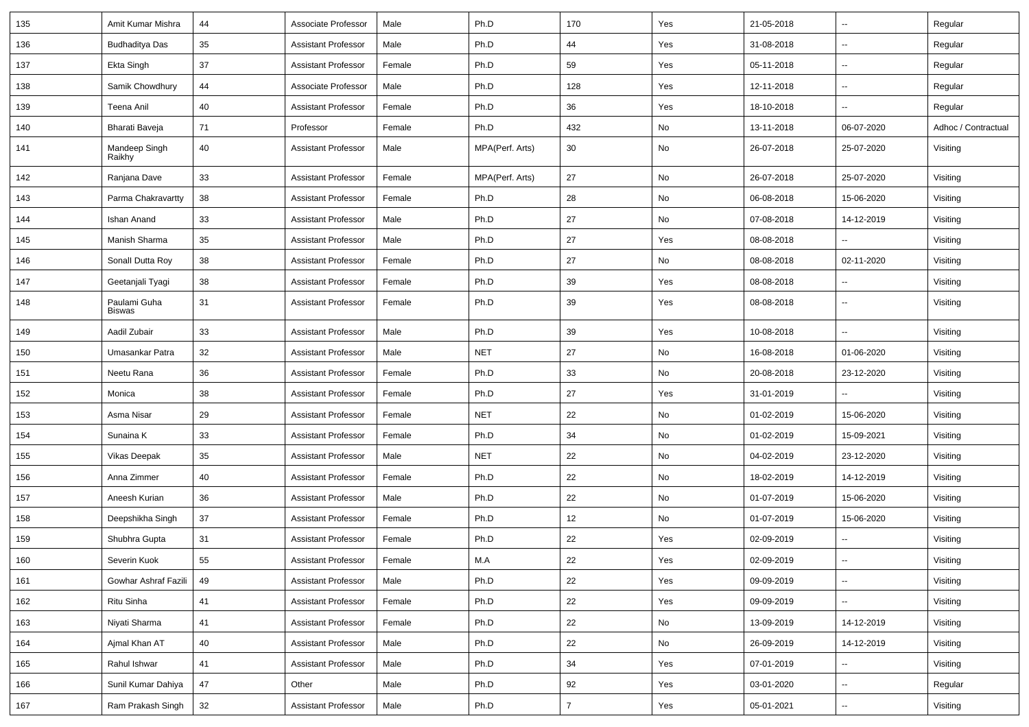| 135 | Amit Kumar Mishra | 44 | Associate Professor | Male | Ph.D | 170 | Yes | 21-05-2018 | -- | Regular |
|---|---|---|---|---|---|---|---|---|---|---|
| 136 | Budhaditya Das | 35 | Assistant Professor | Male | Ph.D | 44 | Yes | 31-08-2018 | -- | Regular |
| 137 | Ekta Singh | 37 | Assistant Professor | Female | Ph.D | 59 | Yes | 05-11-2018 | -- | Regular |
| 138 | Samik Chowdhury | 44 | Associate Professor | Male | Ph.D | 128 | Yes | 12-11-2018 | -- | Regular |
| 139 | Teena Anil | 40 | Assistant Professor | Female | Ph.D | 36 | Yes | 18-10-2018 | -- | Regular |
| 140 | Bharati Baveja | 71 | Professor | Female | Ph.D | 432 | No | 13-11-2018 | 06-07-2020 | Adhoc / Contractual |
| 141 | Mandeep Singh Raikhy | 40 | Assistant Professor | Male | MPA(Perf. Arts) | 30 | No | 26-07-2018 | 25-07-2020 | Visiting |
| 142 | Ranjana Dave | 33 | Assistant Professor | Female | MPA(Perf. Arts) | 27 | No | 26-07-2018 | 25-07-2020 | Visiting |
| 143 | Parma Chakravartty | 38 | Assistant Professor | Female | Ph.D | 28 | No | 06-08-2018 | 15-06-2020 | Visiting |
| 144 | Ishan Anand | 33 | Assistant Professor | Male | Ph.D | 27 | No | 07-08-2018 | 14-12-2019 | Visiting |
| 145 | Manish Sharma | 35 | Assistant Professor | Male | Ph.D | 27 | Yes | 08-08-2018 | -- | Visiting |
| 146 | Sonall Dutta Roy | 38 | Assistant Professor | Female | Ph.D | 27 | No | 08-08-2018 | 02-11-2020 | Visiting |
| 147 | Geetanjali Tyagi | 38 | Assistant Professor | Female | Ph.D | 39 | Yes | 08-08-2018 | -- | Visiting |
| 148 | Paulami Guha Biswas | 31 | Assistant Professor | Female | Ph.D | 39 | Yes | 08-08-2018 | -- | Visiting |
| 149 | Aadil Zubair | 33 | Assistant Professor | Male | Ph.D | 39 | Yes | 10-08-2018 | -- | Visiting |
| 150 | Umasankar Patra | 32 | Assistant Professor | Male | NET | 27 | No | 16-08-2018 | 01-06-2020 | Visiting |
| 151 | Neetu Rana | 36 | Assistant Professor | Female | Ph.D | 33 | No | 20-08-2018 | 23-12-2020 | Visiting |
| 152 | Monica | 38 | Assistant Professor | Female | Ph.D | 27 | Yes | 31-01-2019 | -- | Visiting |
| 153 | Asma Nisar | 29 | Assistant Professor | Female | NET | 22 | No | 01-02-2019 | 15-06-2020 | Visiting |
| 154 | Sunaina K | 33 | Assistant Professor | Female | Ph.D | 34 | No | 01-02-2019 | 15-09-2021 | Visiting |
| 155 | Vikas Deepak | 35 | Assistant Professor | Male | NET | 22 | No | 04-02-2019 | 23-12-2020 | Visiting |
| 156 | Anna Zimmer | 40 | Assistant Professor | Female | Ph.D | 22 | No | 18-02-2019 | 14-12-2019 | Visiting |
| 157 | Aneesh Kurian | 36 | Assistant Professor | Male | Ph.D | 22 | No | 01-07-2019 | 15-06-2020 | Visiting |
| 158 | Deepshikha Singh | 37 | Assistant Professor | Female | Ph.D | 12 | No | 01-07-2019 | 15-06-2020 | Visiting |
| 159 | Shubhra Gupta | 31 | Assistant Professor | Female | Ph.D | 22 | Yes | 02-09-2019 | -- | Visiting |
| 160 | Severin Kuok | 55 | Assistant Professor | Female | M.A | 22 | Yes | 02-09-2019 | -- | Visiting |
| 161 | Gowhar Ashraf Fazili | 49 | Assistant Professor | Male | Ph.D | 22 | Yes | 09-09-2019 | -- | Visiting |
| 162 | Ritu Sinha | 41 | Assistant Professor | Female | Ph.D | 22 | Yes | 09-09-2019 | -- | Visiting |
| 163 | Niyati Sharma | 41 | Assistant Professor | Female | Ph.D | 22 | No | 13-09-2019 | 14-12-2019 | Visiting |
| 164 | Ajmal Khan AT | 40 | Assistant Professor | Male | Ph.D | 22 | No | 26-09-2019 | 14-12-2019 | Visiting |
| 165 | Rahul Ishwar | 41 | Assistant Professor | Male | Ph.D | 34 | Yes | 07-01-2019 | -- | Visiting |
| 166 | Sunil Kumar Dahiya | 47 | Other | Male | Ph.D | 92 | Yes | 03-01-2020 | -- | Regular |
| 167 | Ram Prakash Singh | 32 | Assistant Professor | Male | Ph.D | 7 | Yes | 05-01-2021 | -- | Visiting |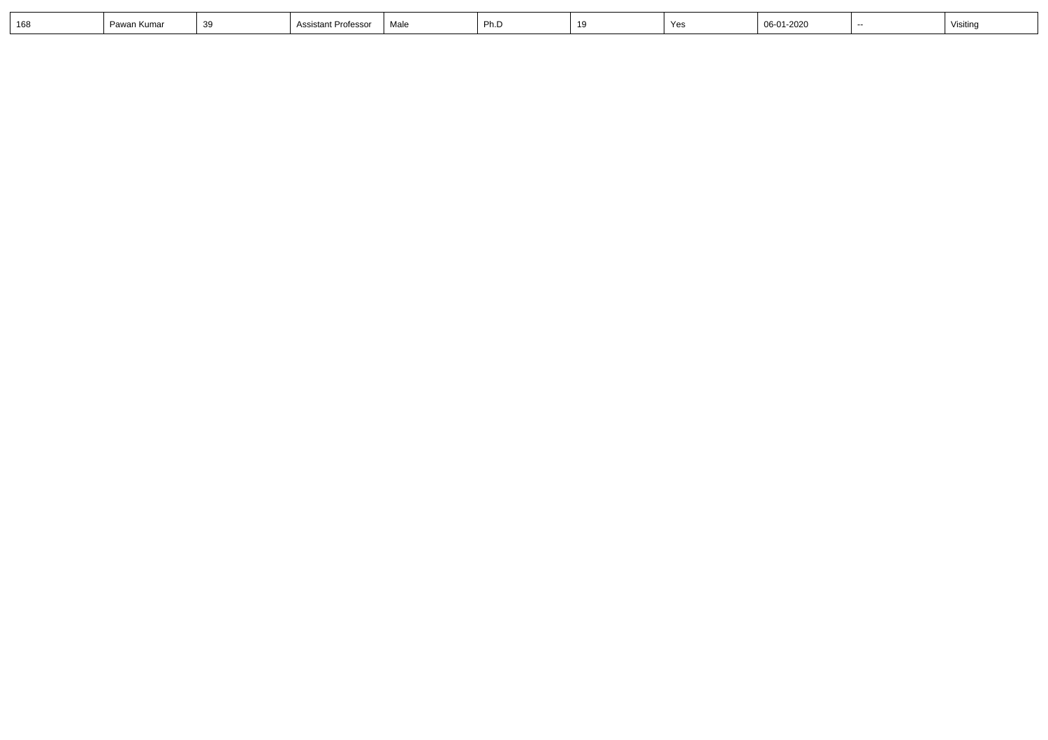| 168 | Pawan Kumar | 39 | Assistant Professor | Male | Ph.D | 19 | Yes | 06-01-2020 | -- | Visiting |
|---|---|---|---|---|---|---|---|---|---|---|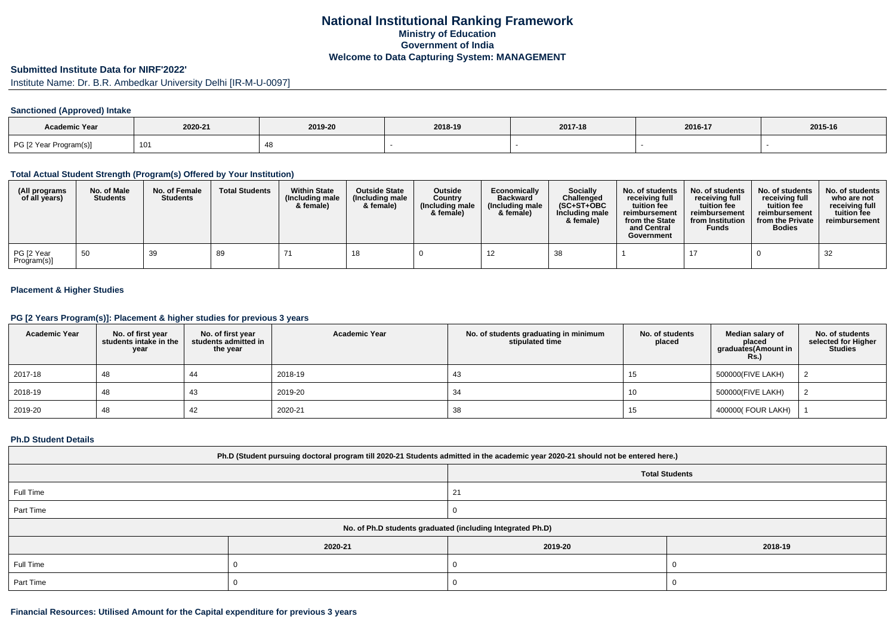# National Institutional Ranking Framework
## Ministry of Education
## Government of India
## Welcome to Data Capturing System: MANAGEMENT

**Submitted Institute Data for NIRF'2022'**

Institute Name: Dr. B.R. Ambedkar University Delhi [IR-M-U-0097]

### Sanctioned (Approved) Intake

| Academic Year | 2020-21 | 2019-20 | 2018-19 | 2017-18 | 2016-17 | 2015-16 |
|---|---|---|---|---|---|---|
| PG [2 Year Program(s)] | 101 | 48 | - | - | - | - |

### Total Actual Student Strength (Program(s) Offered by Your Institution)

| (All programs of all years) | No. of Male Students | No. of Female Students | Total Students | Within State (Including male & female) | Outside State (Including male & female) | Outside Country (Including male & female) | Economically Backward (Including male & female) | Socially Challenged (SC+ST+OBC Including male & female) | No. of students receiving full tuition fee reimbursement from the State and Central Government | No. of students receiving full tuition fee reimbursement from Institution Funds | No. of students receiving full tuition fee reimbursement from the Private Bodies | No. of students who are not receiving full tuition fee reimbursement |
|---|---|---|---|---|---|---|---|---|---|---|---|---|
| PG [2 Year Program(s)] | 50 | 39 | 89 | 71 | 18 | 0 | 12 | 38 | 1 | 17 | 0 | 32 |

### Placement & Higher Studies

### PG [2 Years Program(s)]: Placement & higher studies for previous 3 years

| Academic Year | No. of first year students intake in the year | No. of first year students admitted in the year | Academic Year | No. of students graduating in minimum stipulated time | No. of students placed | Median salary of placed graduates(Amount in Rs.) | No. of students selected for Higher Studies |
|---|---|---|---|---|---|---|---|
| 2017-18 | 48 | 44 | 2018-19 | 43 | 15 | 500000(FIVE LAKH) | 2 |
| 2018-19 | 48 | 43 | 2019-20 | 34 | 10 | 500000(FIVE LAKH) | 2 |
| 2019-20 | 48 | 42 | 2020-21 | 38 | 15 | 400000( FOUR LAKH) | 1 |

### Ph.D Student Details

| Ph.D (Student pursuing doctoral program till 2020-21 Students admitted in the academic year 2020-21 should not be entered here.) | |
|---|---|
| | Total Students |
| Full Time | 21 |
| Part Time | 0 |

| No. of Ph.D students graduated (including Integrated Ph.D) | | | |
|---|---|---|---|
| | 2020-21 | 2019-20 | 2018-19 |
| Full Time | 0 | 0 | 0 |
| Part Time | 0 | 0 | 0 |

### Financial Resources: Utilised Amount for the Capital expenditure for previous 3 years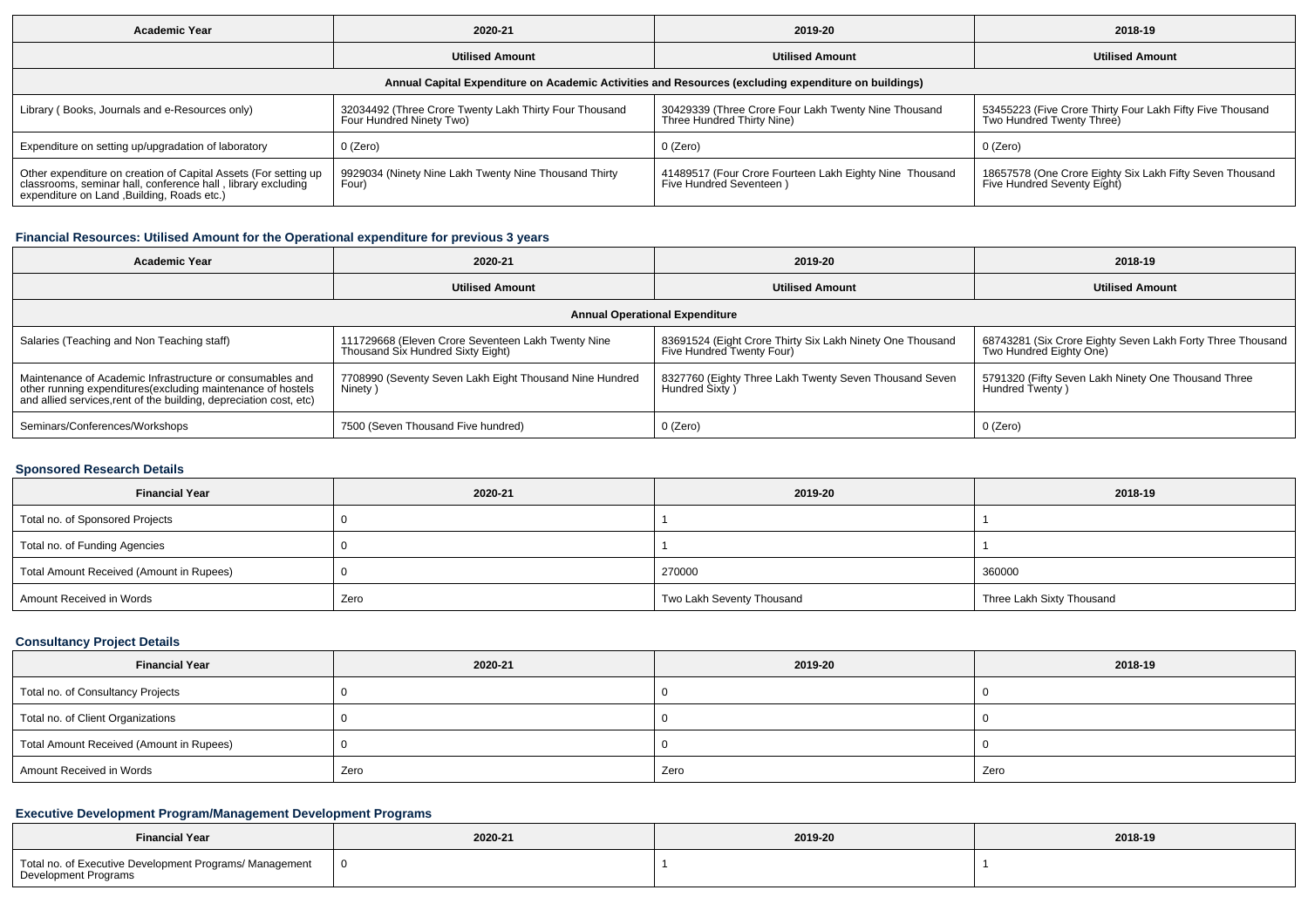| Academic Year | 2020-21 | 2019-20 | 2018-19 |
|---|---|---|---|
| | Utilised Amount | Utilised Amount | Utilised Amount |
| Annual Capital Expenditure on Academic Activities and Resources (excluding expenditure on buildings) | | | |
| Library ( Books, Journals and e-Resources only) | 32034492 (Three Crore Twenty Lakh Thirty Four Thousand Four Hundred Ninety Two) | 30429339 (Three Crore Four Lakh Twenty Nine Thousand Three Hundred Thirty Nine) | 53455223 (Five Crore Thirty Four Lakh Fifty Five Thousand Two Hundred Twenty Three) |
| Expenditure on setting up/upgradation of laboratory | 0 (Zero) | 0 (Zero) | 0 (Zero) |
| Other expenditure on creation of Capital Assets (For setting up classrooms, seminar hall, conference hall , library excluding expenditure on Land ,Building, Roads etc.) | 9929034 (Ninety Nine Lakh Twenty Nine Thousand Thirty Four) | 41489517 (Four Crore Fourteen Lakh Eighty Nine Thousand Five Hundred Seventeen ) | 18657578 (One Crore Eighty Six Lakh Fifty Seven Thousand Five Hundred Seventy Eight) |

### Financial Resources: Utilised Amount for the Operational expenditure for previous 3 years

| Academic Year | 2020-21 | 2019-20 | 2018-19 |
|---|---|---|---|
| | Utilised Amount | Utilised Amount | Utilised Amount |
| Annual Operational Expenditure | | | |
| Salaries (Teaching and Non Teaching staff) | 111729668 (Eleven Crore Seventeen Lakh Twenty Nine Thousand Six Hundred Sixty Eight) | 83691524 (Eight Crore Thirty Six Lakh Ninety One Thousand Five Hundred Twenty Four) | 68743281 (Six Crore Eighty Seven Lakh Forty Three Thousand Two Hundred Eighty One) |
| Maintenance of Academic Infrastructure or consumables and other running expenditures(excluding maintenance of hostels and allied services,rent of the building, depreciation cost, etc) | 7708990 (Seventy Seven Lakh Eight Thousand Nine Hundred Ninety ) | 8327760 (Eighty Three Lakh Twenty Seven Thousand Seven Hundred Sixty ) | 5791320 (Fifty Seven Lakh Ninety One Thousand Three Hundred Twenty ) |
| Seminars/Conferences/Workshops | 7500 (Seven Thousand Five hundred) | 0 (Zero) | 0 (Zero) |

### Sponsored Research Details

| Financial Year | 2020-21 | 2019-20 | 2018-19 |
|---|---|---|---|
| Total no. of Sponsored Projects | 0 | 1 | 1 |
| Total no. of Funding Agencies | 0 | 1 | 1 |
| Total Amount Received (Amount in Rupees) | 0 | 270000 | 360000 |
| Amount Received in Words | Zero | Two Lakh Seventy Thousand | Three Lakh Sixty Thousand |

### Consultancy Project Details

| Financial Year | 2020-21 | 2019-20 | 2018-19 |
|---|---|---|---|
| Total no. of Consultancy Projects | 0 | 0 | 0 |
| Total no. of Client Organizations | 0 | 0 | 0 |
| Total Amount Received (Amount in Rupees) | 0 | 0 | 0 |
| Amount Received in Words | Zero | Zero | Zero |

### Executive Development Program/Management Development Programs

| Financial Year | 2020-21 | 2019-20 | 2018-19 |
|---|---|---|---|
| Total no. of Executive Development Programs/ Management Development Programs | 0 | 1 | 1 |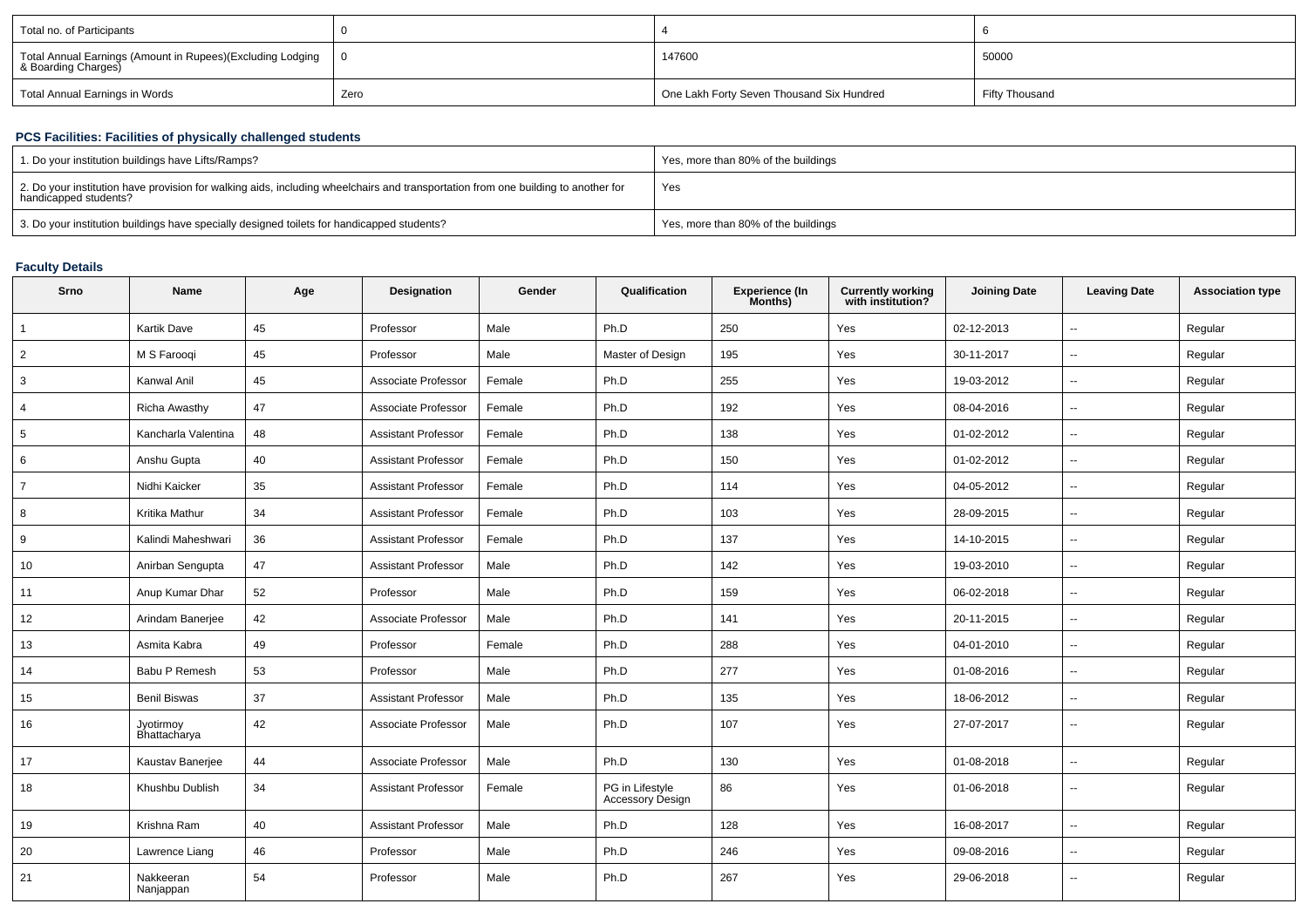| Total no. of Participants | 0 | 4 | 6 |
|---|---|---|---|
| Total Annual Earnings (Amount in Rupees)(Excluding Lodging & Boarding Charges) | 0 | 147600 | 50000 |
| Total Annual Earnings in Words | Zero | One Lakh Forty Seven Thousand Six Hundred | Fifty Thousand |

### PCS Facilities: Facilities of physically challenged students

| 1. Do your institution buildings have Lifts/Ramps? | Yes, more than 80% of the buildings |
|---|---|
| 2. Do your institution have provision for walking aids, including wheelchairs and transportation from one building to another for handicapped students? | Yes |
| 3. Do your institution buildings have specially designed toilets for handicapped students? | Yes, more than 80% of the buildings |

### Faculty Details

| Srno | Name | Age | Designation | Gender | Qualification | Experience (In Months) | Currently working with institution? | Joining Date | Leaving Date | Association type |
|---|---|---|---|---|---|---|---|---|---|---|
| 1 | Kartik Dave | 45 | Professor | Male | Ph.D | 250 | Yes | 02-12-2013 | -- | Regular |
| 2 | M S Farooqi | 45 | Professor | Male | Master of Design | 195 | Yes | 30-11-2017 | -- | Regular |
| 3 | Kanwal Anil | 45 | Associate Professor | Female | Ph.D | 255 | Yes | 19-03-2012 | -- | Regular |
| 4 | Richa Awasthy | 47 | Associate Professor | Female | Ph.D | 192 | Yes | 08-04-2016 | -- | Regular |
| 5 | Kancharla Valentina | 48 | Assistant Professor | Female | Ph.D | 138 | Yes | 01-02-2012 | -- | Regular |
| 6 | Anshu Gupta | 40 | Assistant Professor | Female | Ph.D | 150 | Yes | 01-02-2012 | -- | Regular |
| 7 | Nidhi Kaicker | 35 | Assistant Professor | Female | Ph.D | 114 | Yes | 04-05-2012 | -- | Regular |
| 8 | Kritika Mathur | 34 | Assistant Professor | Female | Ph.D | 103 | Yes | 28-09-2015 | -- | Regular |
| 9 | Kalindi Maheshwari | 36 | Assistant Professor | Female | Ph.D | 137 | Yes | 14-10-2015 | -- | Regular |
| 10 | Anirban Sengupta | 47 | Assistant Professor | Male | Ph.D | 142 | Yes | 19-03-2010 | -- | Regular |
| 11 | Anup Kumar Dhar | 52 | Professor | Male | Ph.D | 159 | Yes | 06-02-2018 | -- | Regular |
| 12 | Arindam Banerjee | 42 | Associate Professor | Male | Ph.D | 141 | Yes | 20-11-2015 | -- | Regular |
| 13 | Asmita Kabra | 49 | Professor | Female | Ph.D | 288 | Yes | 04-01-2010 | -- | Regular |
| 14 | Babu P Remesh | 53 | Professor | Male | Ph.D | 277 | Yes | 01-08-2016 | -- | Regular |
| 15 | Benil Biswas | 37 | Assistant Professor | Male | Ph.D | 135 | Yes | 18-06-2012 | -- | Regular |
| 16 | Jyotirmoy Bhattacharya | 42 | Associate Professor | Male | Ph.D | 107 | Yes | 27-07-2017 | -- | Regular |
| 17 | Kaustav Banerjee | 44 | Associate Professor | Male | Ph.D | 130 | Yes | 01-08-2018 | -- | Regular |
| 18 | Khushbu Dublish | 34 | Assistant Professor | Female | PG in Lifestyle Accessory Design | 86 | Yes | 01-06-2018 | -- | Regular |
| 19 | Krishna Ram | 40 | Assistant Professor | Male | Ph.D | 128 | Yes | 16-08-2017 | -- | Regular |
| 20 | Lawrence Liang | 46 | Professor | Male | Ph.D | 246 | Yes | 09-08-2016 | -- | Regular |
| 21 | Nakkeeran Nanjappan | 54 | Professor | Male | Ph.D | 267 | Yes | 29-06-2018 | -- | Regular |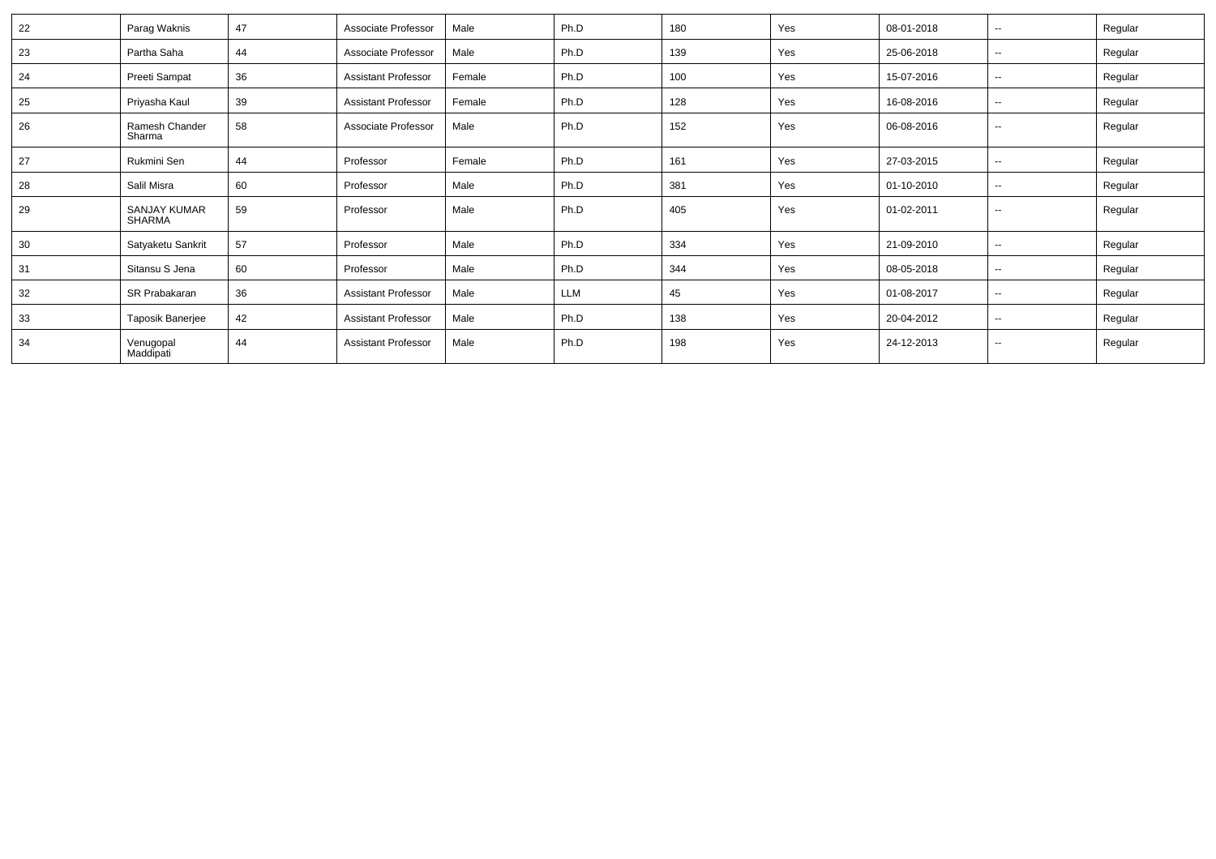| | | | | | | | | | | |
|---|---|---|---|---|---|---|---|---|---|---|
| 22 | Parag Waknis | 47 | Associate Professor | Male | Ph.D | 180 | Yes | 08-01-2018 | -- | Regular |
| 23 | Partha Saha | 44 | Associate Professor | Male | Ph.D | 139 | Yes | 25-06-2018 | -- | Regular |
| 24 | Preeti Sampat | 36 | Assistant Professor | Female | Ph.D | 100 | Yes | 15-07-2016 | -- | Regular |
| 25 | Priyasha Kaul | 39 | Assistant Professor | Female | Ph.D | 128 | Yes | 16-08-2016 | -- | Regular |
| 26 | Ramesh Chander Sharma | 58 | Associate Professor | Male | Ph.D | 152 | Yes | 06-08-2016 | -- | Regular |
| 27 | Rukmini Sen | 44 | Professor | Female | Ph.D | 161 | Yes | 27-03-2015 | -- | Regular |
| 28 | Salil Misra | 60 | Professor | Male | Ph.D | 381 | Yes | 01-10-2010 | -- | Regular |
| 29 | SANJAY KUMAR SHARMA | 59 | Professor | Male | Ph.D | 405 | Yes | 01-02-2011 | -- | Regular |
| 30 | Satyaketu Sankrit | 57 | Professor | Male | Ph.D | 334 | Yes | 21-09-2010 | -- | Regular |
| 31 | Sitansu S Jena | 60 | Professor | Male | Ph.D | 344 | Yes | 08-05-2018 | -- | Regular |
| 32 | SR Prabakaran | 36 | Assistant Professor | Male | LLM | 45 | Yes | 01-08-2017 | -- | Regular |
| 33 | Taposik Banerjee | 42 | Assistant Professor | Male | Ph.D | 138 | Yes | 20-04-2012 | -- | Regular |
| 34 | Venugopal Maddipati | 44 | Assistant Professor | Male | Ph.D | 198 | Yes | 24-12-2013 | -- | Regular |